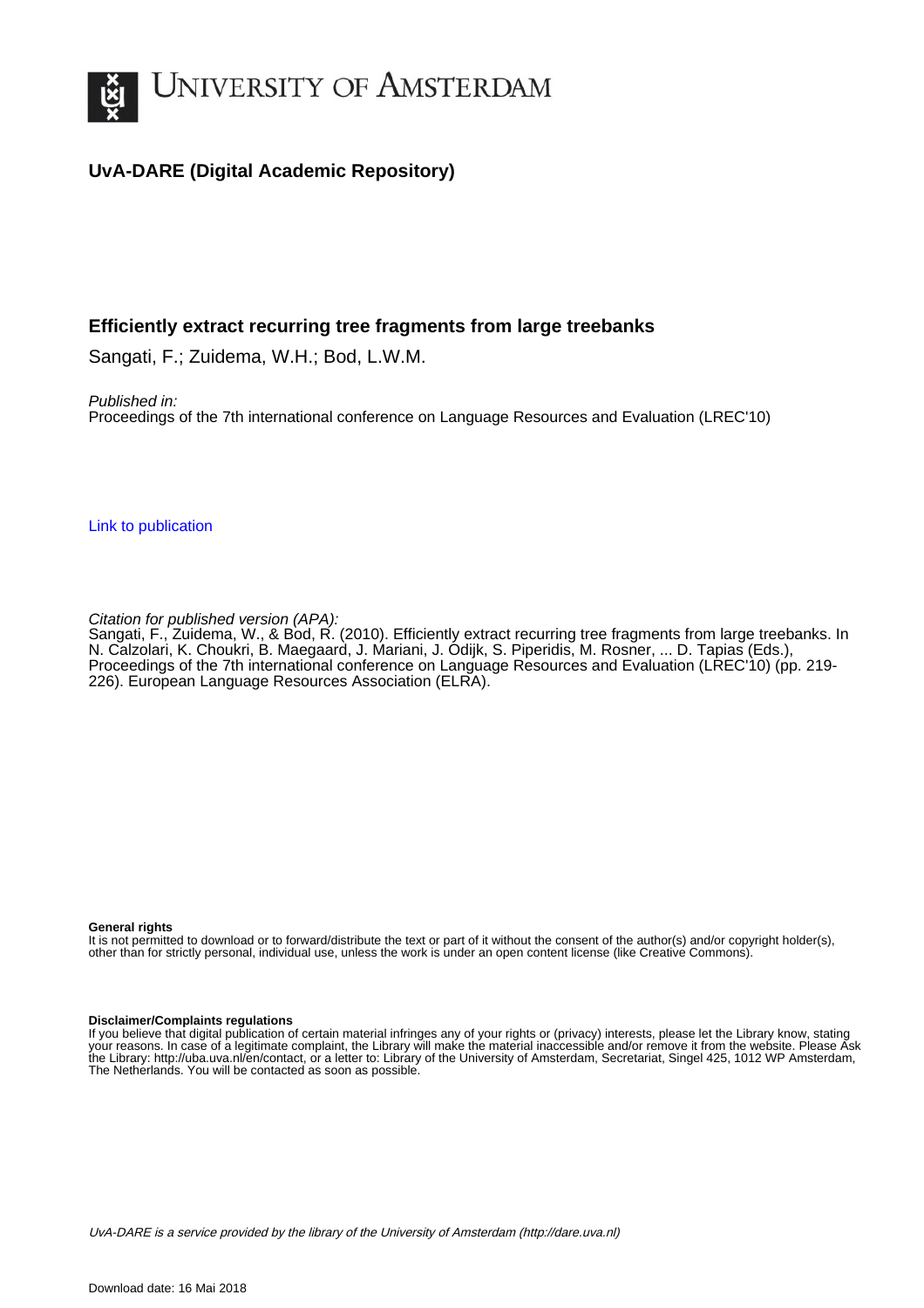# UNIVERSITY OF AMSTERDAM

## UvA-DARE (Digital Academic Repository)

### Efficiently extract recurring tree fragments from large treebanks

Sangati, F.; Zuidema, W.H.; Bod, L.W.M.

*Published in:*
Proceedings of the 7th international conference on Language Resources and Evaluation (LREC'10)

Link to publication

*Citation for published version (APA):*
Sangati, F., Zuidema, W., & Bod, R. (2010). Efficiently extract recurring tree fragments from large treebanks. In N. Calzolari, K. Choukri, B. Maegaard, J. Mariani, J. Odijk, S. Piperidis, M. Rosner, ... D. Tapias (Eds.), Proceedings of the 7th international conference on Language Resources and Evaluation (LREC'10) (pp. 219-226). European Language Resources Association (ELRA).

**General rights**
It is not permitted to download or to forward/distribute the text or part of it without the consent of the author(s) and/or copyright holder(s), other than for strictly personal, individual use, unless the work is under an open content license (like Creative Commons).

**Disclaimer/Complaints regulations**
If you believe that digital publication of certain material infringes any of your rights or (privacy) interests, please let the Library know, stating your reasons. In case of a legitimate complaint, the Library will make the material inaccessible and/or remove it from the website. Please Ask the Library: http://uba.uva.nl/en/contact, or a letter to: Library of the University of Amsterdam, Secretariat, Singel 425, 1012 WP Amsterdam, The Netherlands. You will be contacted as soon as possible.

*UvA-DARE is a service provided by the library of the University of Amsterdam (http://dare.uva.nl)*

Download date: 16 Mai 2018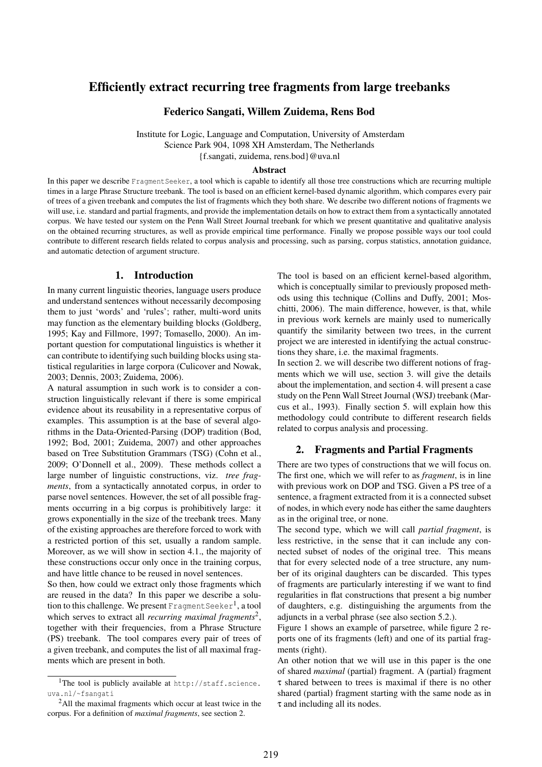# Efficiently extract recurring tree fragments from large treebanks

**Federico Sangati, Willem Zuidema, Rens Bod**

Institute for Logic, Language and Computation, University of Amsterdam
Science Park 904, 1098 XH Amsterdam, The Netherlands
{f.sangati, zuidema, rens.bod}@uva.nl

### Abstract

In this paper we describe FragmentSeeker, a tool which is capable to identify all those tree constructions which are recurring multiple times in a large Phrase Structure treebank. The tool is based on an efficient kernel-based dynamic algorithm, which compares every pair of trees of a given treebank and computes the list of fragments which they both share. We describe two different notions of fragments we will use, i.e. standard and partial fragments, and provide the implementation details on how to extract them from a syntactically annotated corpus. We have tested our system on the Penn Wall Street Journal treebank for which we present quantitative and qualitative analysis on the obtained recurring structures, as well as provide empirical time performance. Finally we propose possible ways our tool could contribute to different research fields related to corpus analysis and processing, such as parsing, corpus statistics, annotation guidance, and automatic detection of argument structure.

## 1. Introduction

In many current linguistic theories, language users produce and understand sentences without necessarily decomposing them to just 'words' and 'rules'; rather, multi-word units may function as the elementary building blocks (Goldberg, 1995; Kay and Fillmore, 1997; Tomasello, 2000). An important question for computational linguistics is whether it can contribute to identifying such building blocks using statistical regularities in large corpora (Culicover and Nowak, 2003; Dennis, 2003; Zuidema, 2006).

A natural assumption in such work is to consider a construction linguistically relevant if there is some empirical evidence about its reusability in a representative corpus of examples. This assumption is at the base of several algorithms in the Data-Oriented-Parsing (DOP) tradition (Bod, 1992; Bod, 2001; Zuidema, 2007) and other approaches based on Tree Substitution Grammars (TSG) (Cohn et al., 2009; O'Donnell et al., 2009). These methods collect a large number of linguistic constructions, viz. *tree fragments*, from a syntactically annotated corpus, in order to parse novel sentences. However, the set of all possible fragments occurring in a big corpus is prohibitively large: it grows exponentially in the size of the treebank trees. Many of the existing approaches are therefore forced to work with a restricted portion of this set, usually a random sample. Moreover, as we will show in section 4.1., the majority of these constructions occur only once in the training corpus, and have little chance to be reused in novel sentences.

So then, how could we extract only those fragments which are reused in the data? In this paper we describe a solution to this challenge. We present FragmentSeeker[1], a tool which serves to extract all *recurring maximal fragments*[2], together with their frequencies, from a Phrase Structure (PS) treebank. The tool compares every pair of trees of a given treebank, and computes the list of all maximal fragments which are present in both.

The tool is based on an efficient kernel-based algorithm, which is conceptually similar to previously proposed methods using this technique (Collins and Duffy, 2001; Moschitti, 2006). The main difference, however, is that, while in previous work kernels are mainly used to numerically quantify the similarity between two trees, in the current project we are interested in identifying the actual constructions they share, i.e. the maximal fragments.

In section 2. we will describe two different notions of fragments which we will use, section 3. will give the details about the implementation, and section 4. will present a case study on the Penn Wall Street Journal (WSJ) treebank (Marcus et al., 1993). Finally section 5. will explain how this methodology could contribute to different research fields related to corpus analysis and processing.

## 2. Fragments and Partial Fragments

There are two types of constructions that we will focus on. The first one, which we will refer to as *fragment*, is in line with previous work on DOP and TSG. Given a PS tree of a sentence, a fragment extracted from it is a connected subset of nodes, in which every node has either the same daughters as in the original tree, or none.

The second type, which we will call *partial fragment*, is less restrictive, in the sense that it can include any connected subset of nodes of the original tree. This means that for every selected node of a tree structure, any number of its original daughters can be discarded. This types of fragments are particularly interesting if we want to find regularities in flat constructions that present a big number of daughters, e.g. distinguishing the arguments from the adjuncts in a verbal phrase (see also section 5.2.).

Figure 1 shows an example of parsetree, while figure 2 reports one of its fragments (left) and one of its partial fragments (right).

An other notion that we will use in this paper is the one of shared *maximal* (partial) fragment. A (partial) fragment $\tau$ shared between to trees is maximal if there is no other shared (partial) fragment starting with the same node as in $\tau$ and including all its nodes.

---

[1] The tool is publicly available at http://staff.science.uva.nl/~fsangati

[2] All the maximal fragments which occur at least twice in the corpus. For a definition of *maximal fragments*, see section 2.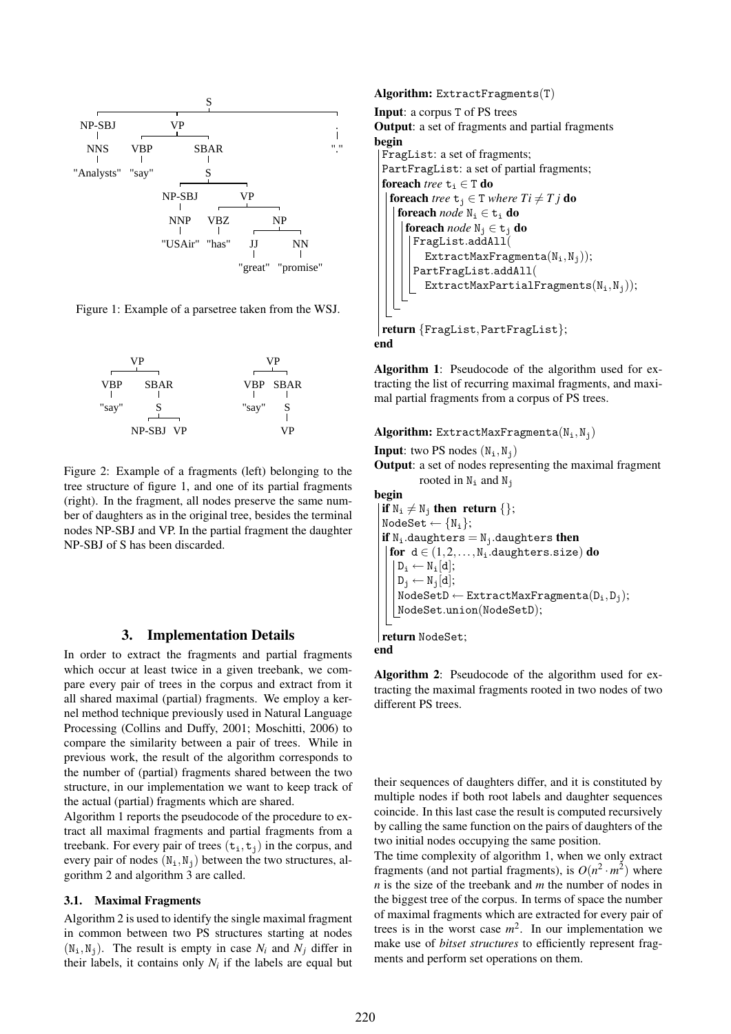Figure 1: Example of a parsetree taken from the WSJ.

Figure 2: Example of a fragments (left) belonging to the tree structure of figure 1, and one of its partial fragments (right). In the fragment, all nodes preserve the same number of daughters as in the original tree, besides the terminal nodes NP-SBJ and VP. In the partial fragment the daughter NP-SBJ of S has been discarded.

## 3. Implementation Details

In order to extract the fragments and partial fragments which occur at least twice in a given treebank, we compare every pair of trees in the corpus and extract from it all shared maximal (partial) fragments. We employ a kernel method technique previously used in Natural Language Processing (Collins and Duffy, 2001; Moschitti, 2006) to compare the similarity between a pair of trees. While in previous work, the result of the algorithm corresponds to the number of (partial) fragments shared between the two structure, in our implementation we want to keep track of the actual (partial) fragments which are shared.

Algorithm 1 reports the pseudocode of the procedure to extract all maximal fragments and partial fragments from a treebank. For every pair of trees $(\mathtt{t_i}, \mathtt{t_j})$ in the corpus, and every pair of nodes $(\mathtt{N_i}, \mathtt{N_j})$ between the two structures, algorithm 2 and algorithm 3 are called.

### 3.1. Maximal Fragments

Algorithm 2 is used to identify the single maximal fragment in common between two PS structures starting at nodes $(\mathtt{N_i}, \mathtt{N_j})$. The result is empty in case $N_i$ and $N_j$ differ in their labels, it contains only $N_i$ if the labels are equal but their sequences of daughters differ, and it is constituted by multiple nodes if both root labels and daughter sequences coincide. In this last case the result is computed recursively by calling the same function on the pairs of daughters of the two initial nodes occupying the same position.

The time complexity of algorithm 1, when we only extract fragments (and not partial fragments), is $O(n^2 \cdot m^2)$ where $n$ is the size of the treebank and $m$ the number of nodes in the biggest tree of the corpus. In terms of space the number of maximal fragments which are extracted for every pair of trees is in the worst case $m^2$. In our implementation we make use of *bitset structures* to efficiently represent fragments and perform set operations on them.

```
Algorithm: ExtractFragments(T)
Input: a corpus T of PS trees
Output: a set of fragments and partial fragments
begin
  FragList: a set of fragments;
  PartFragList: a set of partial fragments;
  foreach tree t_i ∈ T do
    foreach tree t_j ∈ T where Ti ≠ T j do
      foreach node N_i ∈ t_i do
        foreach node N_j ∈ t_j do
          FragList.addAll(
            ExtractMaxFragmenta(N_i, N_j));
          PartFragList.addAll(
            ExtractMaxPartialFragments(N_i, N_j));
  return {FragList, PartFragList};
end
```

**Algorithm 1**: Pseudocode of the algorithm used for extracting the list of recurring maximal fragments, and maximal partial fragments from a corpus of PS trees.

```
Algorithm: ExtractMaxFragmenta(N_i, N_j)
Input: two PS nodes (N_i, N_j)
Output: a set of nodes representing the maximal fragment
        rooted in N_i and N_j
begin
  if N_i ≠ N_j then return {};
  NodeSet ← {N_i};
  if N_i.daughters = N_j.daughters then
    for d ∈ (1, 2, ..., N_i.daughters.size) do
      D_i ← N_i[d];
      D_j ← N_j[d];
      NodeSetD ← ExtractMaxFragmenta(D_i, D_j);
      NodeSet.union(NodeSetD);
  return NodeSet;
end
```

**Algorithm 2**: Pseudocode of the algorithm used for extracting the maximal fragments rooted in two nodes of two different PS trees.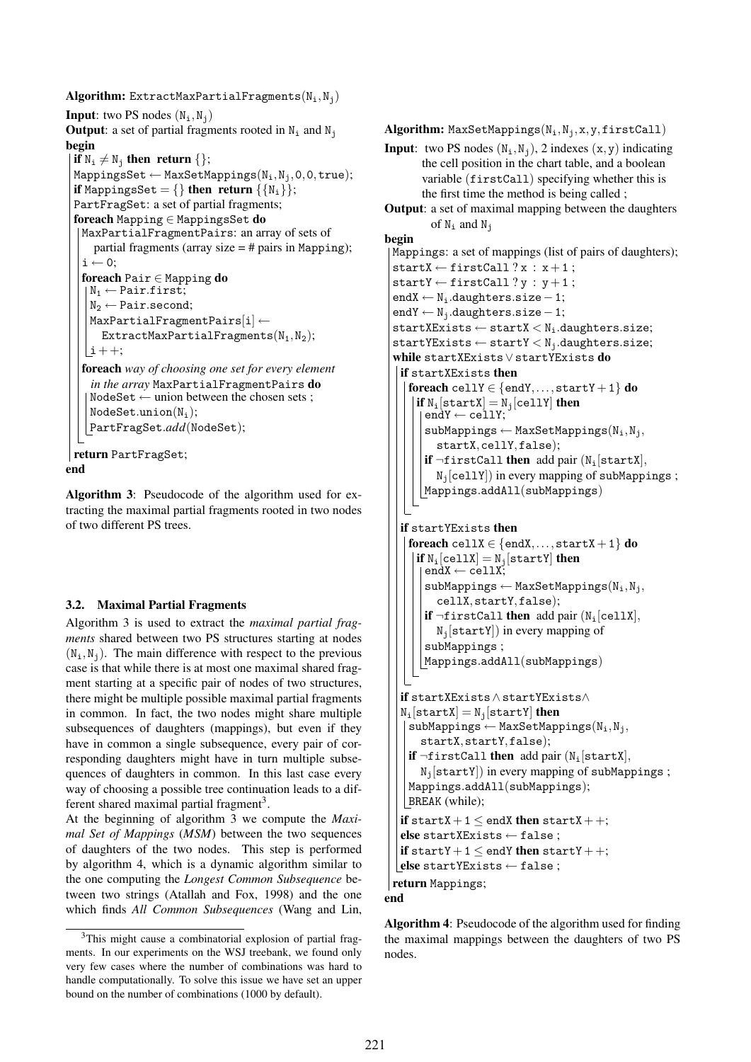**Algorithm:** ExtractMaxPartialFragments($N_i$, $N_j$)

```
Input: two PS nodes (N_i, N_j)
Output: a set of partial fragments rooted in N_i and N_j
begin
  if N_i ≠ N_j then return {};
  MappingsSet ← MaxSetMappings(N_i, N_j, 0, 0, true);
  if MappingsSet = {} then return {{N_i}};
  PartFragSet: a set of partial fragments;
  foreach Mapping ∈ MappingsSet do
    MaxPartialFragmentPairs: an array of sets of
      partial fragments (array size = # pairs in Mapping);
    i ← 0;
    foreach Pair ∈ Mapping do
      N_1 ← Pair.first;
      N_2 ← Pair.second;
      MaxPartialFragmentPairs[i] ←
        ExtractMaxPartialFragments(N_1, N_2);
      i++;
    foreach way of choosing one set for every element
      in the array MaxPartialFragmentPairs do
      NodeSet ← union between the chosen sets ;
      NodeSet.union(N_i);
      PartFragSet.add(NodeSet);
  return PartFragSet;
end
```

**Algorithm 3**: Pseudocode of the algorithm used for extracting the maximal partial fragments rooted in two nodes of two different PS trees.

### 3.2. Maximal Partial Fragments

Algorithm 3 is used to extract the *maximal partial fragments* shared between two PS structures starting at nodes $(N_i, N_j)$. The main difference with respect to the previous case is that while there is at most one maximal shared fragment starting at a specific pair of nodes of two structures, there might be multiple possible maximal partial fragments in common. In fact, the two nodes might share multiple subsequences of daughters (mappings), but even if they have in common a single subsequence, every pair of corresponding daughters might have in turn multiple subsequences of daughters in common. In this last case every way of choosing a possible tree continuation leads to a different shared maximal partial fragment[3].

At the beginning of algorithm 3 we compute the *Maximal Set of Mappings* (*MSM*) between the two sequences of daughters of the two nodes. This step is performed by algorithm 4, which is a dynamic algorithm similar to the one computing the *Longest Common Subsequence* between two strings (Atallah and Fox, 1998) and the one which finds *All Common Subsequences* (Wang and Lin,

[3]This might cause a combinatorial explosion of partial fragments. In our experiments on the WSJ treebank, we found only very few cases where the number of combinations was hard to handle computationally. To solve this issue we have set an upper bound on the number of combinations (1000 by default).

**Algorithm:** MaxSetMappings($N_i$, $N_j$, x, y, firstCall)

```
Input: two PS nodes (N_i, N_j), 2 indexes (x, y) indicating
       the cell position in the chart table, and a boolean
       variable (firstCall) specifying whether this is
       the first time the method is being called ;
Output: a set of maximal mapping between the daughters
        of N_i and N_j
begin
  Mappings: a set of mappings (list of pairs of daughters);
  startX ← firstCall ? x : x + 1 ;
  startY ← firstCall ? y : y + 1 ;
  endX ← N_i.daughters.size − 1;
  endY ← N_j.daughters.size − 1;
  startXExists ← startX < N_i.daughters.size;
  startYExists ← startY < N_j.daughters.size;
  while startXExists ∨ startYExists do
    if startXExists then
      foreach cellY ∈ {endY, ..., startY + 1} do
        if N_i[startX] = N_j[cellY] then
          endY ← cellY;
          subMappings ← MaxSetMappings(N_i, N_j,
            startX, cellY, false);
          if ¬firstCall then add pair (N_i[startX],
            N_j[cellY]) in every mapping of subMappings ;
          Mappings.addAll(subMappings)
    if startYExists then
      foreach cellX ∈ {endX, ..., startX + 1} do
        if N_i[cellX] = N_j[startY] then
          endX ← cellX;
          subMappings ← MaxSetMappings(N_i, N_j,
            cellX, startY, false);
          if ¬firstCall then add pair (N_i[cellX],
            N_j[startY]) in every mapping of
          subMappings ;
          Mappings.addAll(subMappings)
    if startXExists ∧ startYExists ∧
    N_i[startX] = N_j[startY] then
      subMappings ← MaxSetMappings(N_i, N_j,
        startX, startY, false);
      if ¬firstCall then add pair (N_i[startX],
        N_j[startY]) in every mapping of subMappings ;
      Mappings.addAll(subMappings);
      BREAK (while);
    if startX + 1 ≤ endX then startX++;
    else startXExists ← false ;
    if startY + 1 ≤ endY then startY++;
    else startYExists ← false ;
  return Mappings;
end
```

**Algorithm 4**: Pseudocode of the algorithm used for finding the maximal mappings between the daughters of two PS nodes.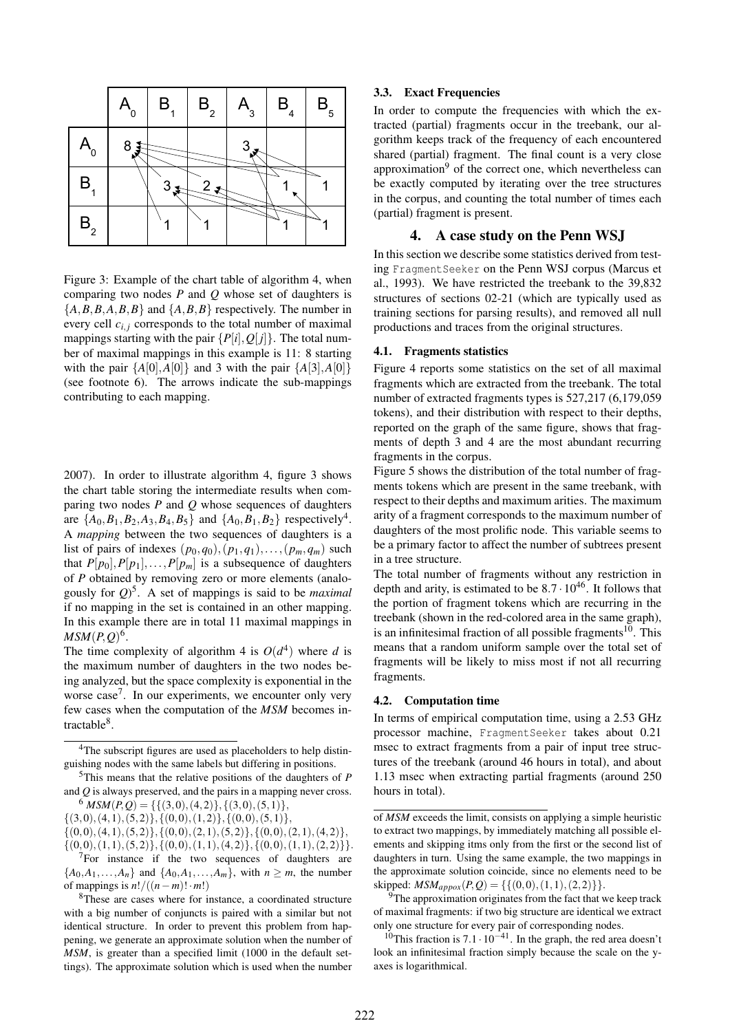|  | $A_0$ | $B_1$ | $B_2$ | $A_3$ | $B_4$ | $B_5$ |
|---|---|---|---|---|---|---|
| $A_0$ | 8 |  |  | 3 |  |  |
| $B_1$ |  | 3 | 2 |  | 1 | 1 |
| $B_2$ |  | 1 | 1 |  | 1 | 1 |

Figure 3: Example of the chart table of algorithm 4, when comparing two nodes $P$ and $Q$ whose set of daughters is $\{A,B,B,A,B,B\}$ and $\{A,B,B\}$ respectively. The number in every cell $c_{i,j}$ corresponds to the total number of maximal mappings starting with the pair $\{P[i],Q[j]\}$. The total number of maximal mappings in this example is 11: 8 starting with the pair $\{A[0],A[0]\}$ and 3 with the pair $\{A[3],A[0]\}$ (see footnote 6). The arrows indicate the sub-mappings contributing to each mapping.

2007). In order to illustrate algorithm 4, figure 3 shows the chart table storing the intermediate results when comparing two nodes $P$ and $Q$ whose sequences of daughters are $\{A_0,B_1,B_2,A_3,B_4,B_5\}$ and $\{A_0,B_1,B_2\}$ respectively[4]. A *mapping* between the two sequences of daughters is a list of pairs of indexes $(p_0,q_0),(p_1,q_1),\ldots,(p_m,q_m)$ such that $P[p_0],P[p_1],\ldots,P[p_m]$ is a subsequence of daughters of $P$ obtained by removing zero or more elements (analogously for $Q$)[5]. A set of mappings is said to be *maximal* if no mapping in the set is contained in an other mapping. In this example there are in total 11 maximal mappings in $MSM(P,Q)$[6].

The time complexity of algorithm 4 is $O(d^4)$ where $d$ is the maximum number of daughters in the two nodes being analyzed, but the space complexity is exponential in the worse case[7]. In our experiments, we encounter only very few cases when the computation of the *MSM* becomes intractable[8].

### 3.3. Exact Frequencies

In order to compute the frequencies with which the extracted (partial) fragments occur in the treebank, our algorithm keeps track of the frequency of each encountered shared (partial) fragment. The final count is a very close approximation[9] of the correct one, which nevertheless can be exactly computed by iterating over the tree structures in the corpus, and counting the total number of times each (partial) fragment is present.

## 4. A case study on the Penn WSJ

In this section we describe some statistics derived from testing FragmentSeeker on the Penn WSJ corpus (Marcus et al., 1993). We have restricted the treebank to the 39,832 structures of sections 02-21 (which are typically used as training sections for parsing results), and removed all null productions and traces from the original structures.

### 4.1. Fragments statistics

Figure 4 reports some statistics on the set of all maximal fragments which are extracted from the treebank. The total number of extracted fragments types is 527,217 (6,179,059 tokens), and their distribution with respect to their depths, reported on the graph of the same figure, shows that fragments of depth 3 and 4 are the most abundant recurring fragments in the corpus.

Figure 5 shows the distribution of the total number of fragments tokens which are present in the same treebank, with respect to their depths and maximum arities. The maximum arity of a fragment corresponds to the maximum number of daughters of the most prolific node. This variable seems to be a primary factor to affect the number of subtrees present in a tree structure.

The total number of fragments without any restriction in depth and arity, is estimated to be $8.7 \cdot 10^{46}$. It follows that the portion of fragment tokens which are recurring in the treebank (shown in the red-colored area in the same graph), is an infinitesimal fraction of all possible fragments[10]. This means that a random uniform sample over the total set of fragments will be likely to miss most if not all recurring fragments.

### 4.2. Computation time

In terms of empirical computation time, using a 2.53 GHz processor machine, FragmentSeeker takes about 0.21 msec to extract fragments from a pair of input tree structures of the treebank (around 46 hours in total), and about 1.13 msec when extracting partial fragments (around 250 hours in total).

---

[4] The subscript figures are used as placeholders to help distinguishing nodes with the same labels but differing in positions.

[5] This means that the relative positions of the daughters of $P$ and $Q$ is always preserved, and the pairs in a mapping never cross.

[6] $MSM(P,Q) = \{\{(3,0),(4,2)\},\{(3,0),(5,1)\},$ $\{(3,0),(4,1),(5,2)\},\{(0,0),(1,2)\},\{(0,0),(5,1)\},$ $\{(0,0),(4,1),(5,2)\},\{(0,0),(2,1),(5,2)\},\{(0,0),(2,1),(4,2)\},$ $\{(0,0),(1,1),(5,2)\},\{(0,0),(1,1),(4,2)\},\{(0,0),(1,1),(2,2)\}\}$.

[7] For instance if the two sequences of daughters are $\{A_0,A_1,\ldots,A_n\}$ and $\{A_0,A_1,\ldots,A_m\}$, with $n \geq m$, the number of mappings is $n!/((n-m)! \cdot m!)$

[8] These are cases where for instance, a coordinated structure with a big number of conjuncts is paired with a similar but not identical structure. In order to prevent this problem from happening, we generate an approximate solution when the number of *MSM*, is greater than a specified limit (1000 in the default settings). The approximate solution which is used when the number of *MSM* exceeds the limit, consists on applying a simple heuristic to extract two mappings, by immediately matching all possible elements and skipping itms only from the first or the second list of daughters in turn. Using the same example, the two mappings in the approximate solution coincide, since no elements need to be skipped: $MSM_{appox}(P,Q) = \{\{(0,0),(1,1),(2,2)\}\}$.

[9] The approximation originates from the fact that we keep track of maximal fragments: if two big structure are identical we extract only one structure for every pair of corresponding nodes.

[10] This fraction is $7.1 \cdot 10^{-41}$. In the graph, the red area doesn't look an infinitesimal fraction simply because the scale on the y-axes is logarithmical.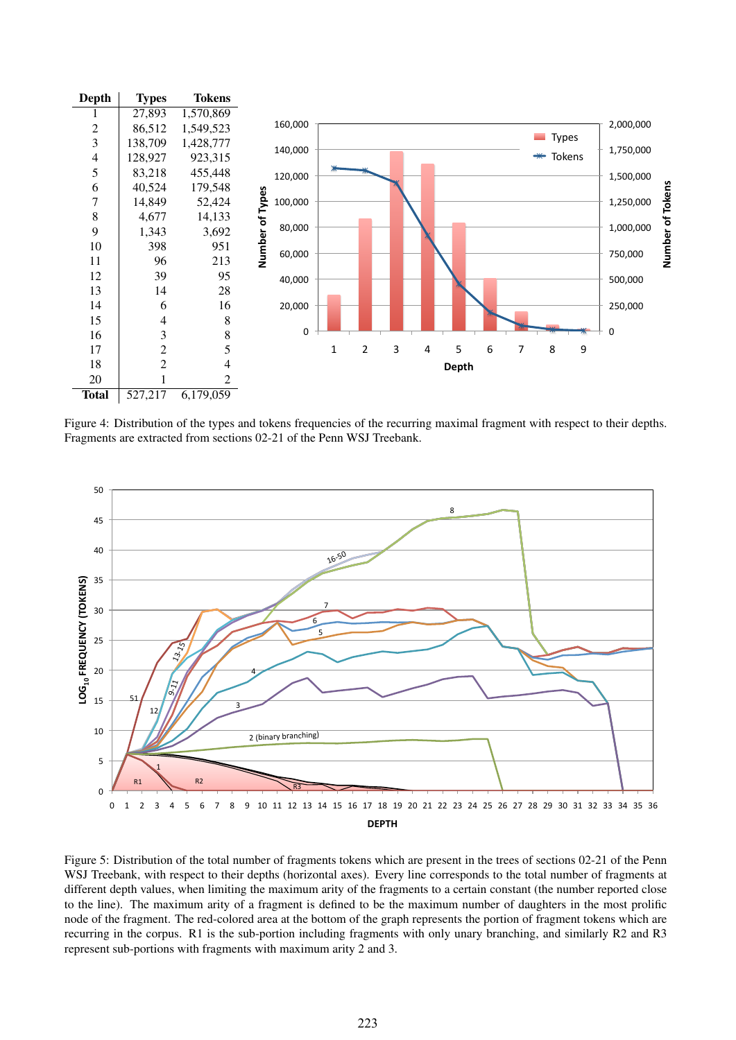| Depth | Types | Tokens |
|---|---|---|
| 1 | 27,893 | 1,570,869 |
| 2 | 86,512 | 1,549,523 |
| 3 | 138,709 | 1,428,777 |
| 4 | 128,927 | 923,315 |
| 5 | 83,218 | 455,448 |
| 6 | 40,524 | 179,548 |
| 7 | 14,849 | 52,424 |
| 8 | 4,677 | 14,133 |
| 9 | 1,343 | 3,692 |
| 10 | 398 | 951 |
| 11 | 96 | 213 |
| 12 | 39 | 95 |
| 13 | 14 | 28 |
| 14 | 6 | 16 |
| 15 | 4 | 8 |
| 16 | 3 | 8 |
| 17 | 2 | 5 |
| 18 | 2 | 4 |
| 20 | 1 | 2 |
| **Total** | 527,217 | 6,179,059 |

Figure 4: Distribution of the types and tokens frequencies of the recurring maximal fragment with respect to their depths. Fragments are extracted from sections 02-21 of the Penn WSJ Treebank.

Figure 5: Distribution of the total number of fragments tokens which are present in the trees of sections 02-21 of the Penn WSJ Treebank, with respect to their depths (horizontal axes). Every line corresponds to the total number of fragments at different depth values, when limiting the maximum arity of the fragments to a certain constant (the number reported close to the line). The maximum arity of a fragment is defined to be the maximum number of daughters in the most prolific node of the fragment. The red-colored area at the bottom of the graph represents the portion of fragment tokens which are recurring in the corpus. R1 is the sub-portion including fragments with only unary branching, and similarly R2 and R3 represent sub-portions with fragments with maximum arity 2 and 3.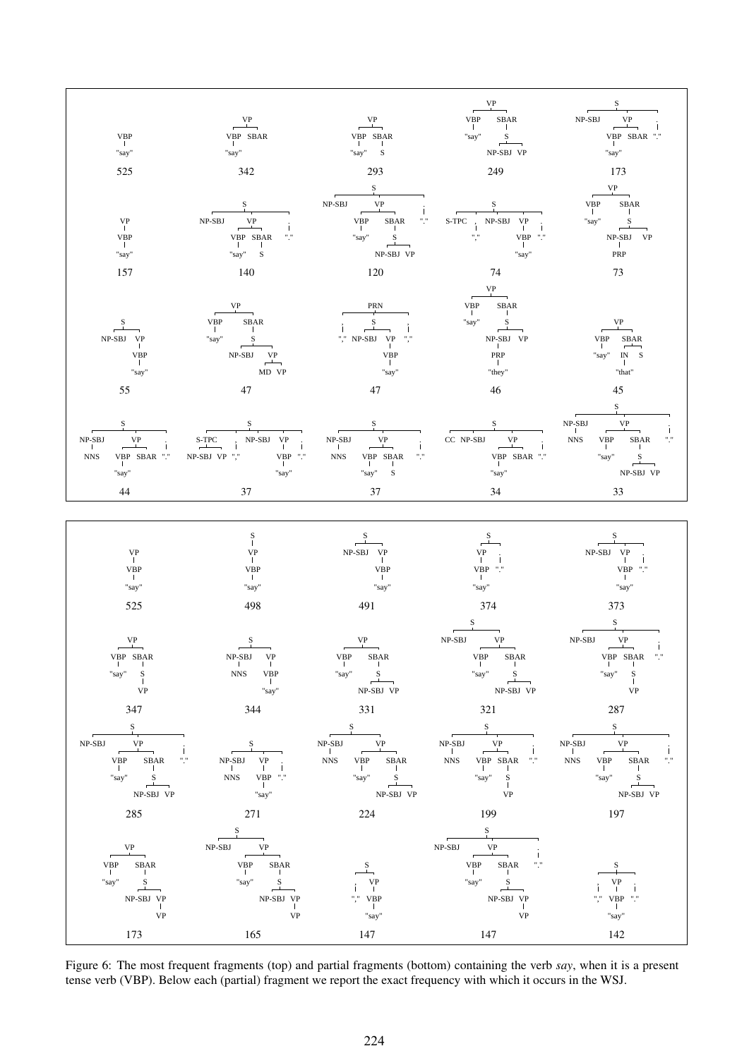Figure 6: The most frequent fragments (top) and partial fragments (bottom) containing the verb *say*, when it is a present tense verb (VBP). Below each (partial) fragment we report the exact frequency with which it occurs in the WSJ.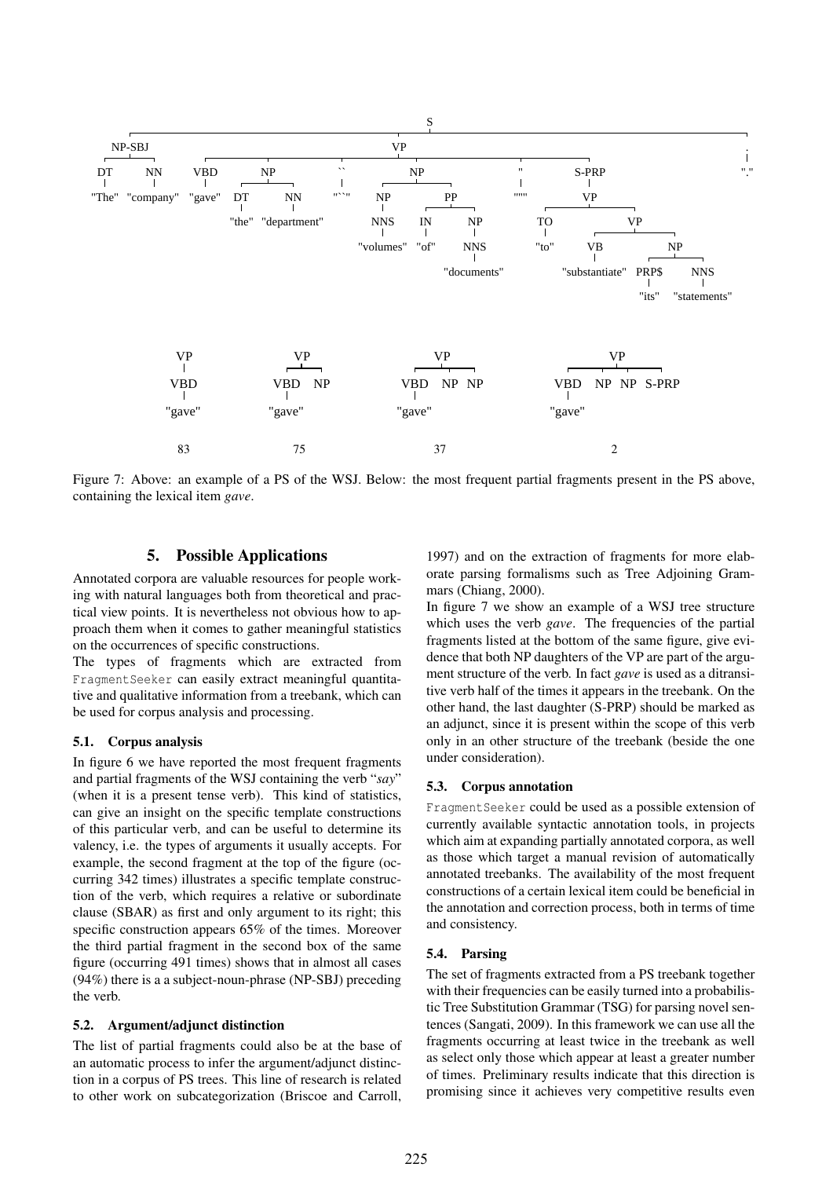Figure 7: Above: an example of a PS of the WSJ. Below: the most frequent partial fragments present in the PS above, containing the lexical item *gave*.

## 5. Possible Applications

Annotated corpora are valuable resources for people working with natural languages both from theoretical and practical view points. It is nevertheless not obvious how to approach them when it comes to gather meaningful statistics on the occurrences of specific constructions.

The types of fragments which are extracted from FragmentSeeker can easily extract meaningful quantitative and qualitative information from a treebank, which can be used for corpus analysis and processing.

### 5.1. Corpus analysis

In figure 6 we have reported the most frequent fragments and partial fragments of the WSJ containing the verb "*say*" (when it is a present tense verb). This kind of statistics, can give an insight on the specific template constructions of this particular verb, and can be useful to determine its valency, i.e. the types of arguments it usually accepts. For example, the second fragment at the top of the figure (occurring 342 times) illustrates a specific template construction of the verb, which requires a relative or subordinate clause (SBAR) as first and only argument to its right; this specific construction appears 65% of the times. Moreover the third partial fragment in the second box of the same figure (occurring 491 times) shows that in almost all cases (94%) there is a a subject-noun-phrase (NP-SBJ) preceding the verb.

### 5.2. Argument/adjunct distinction

The list of partial fragments could also be at the base of an automatic process to infer the argument/adjunct distinction in a corpus of PS trees. This line of research is related to other work on subcategorization (Briscoe and Carroll, 1997) and on the extraction of fragments for more elaborate parsing formalisms such as Tree Adjoining Grammars (Chiang, 2000).

In figure 7 we show an example of a WSJ tree structure which uses the verb *gave*. The frequencies of the partial fragments listed at the bottom of the same figure, give evidence that both NP daughters of the VP are part of the argument structure of the verb. In fact *gave* is used as a ditransitive verb half of the times it appears in the treebank. On the other hand, the last daughter (S-PRP) should be marked as an adjunct, since it is present within the scope of this verb only in an other structure of the treebank (beside the one under consideration).

### 5.3. Corpus annotation

FragmentSeeker could be used as a possible extension of currently available syntactic annotation tools, in projects which aim at expanding partially annotated corpora, as well as those which target a manual revision of automatically annotated treebanks. The availability of the most frequent constructions of a certain lexical item could be beneficial in the annotation and correction process, both in terms of time and consistency.

### 5.4. Parsing

The set of fragments extracted from a PS treebank together with their frequencies can be easily turned into a probabilistic Tree Substitution Grammar (TSG) for parsing novel sentences (Sangati, 2009). In this framework we can use all the fragments occurring at least twice in the treebank as well as select only those which appear at least a greater number of times. Preliminary results indicate that this direction is promising since it achieves very competitive results even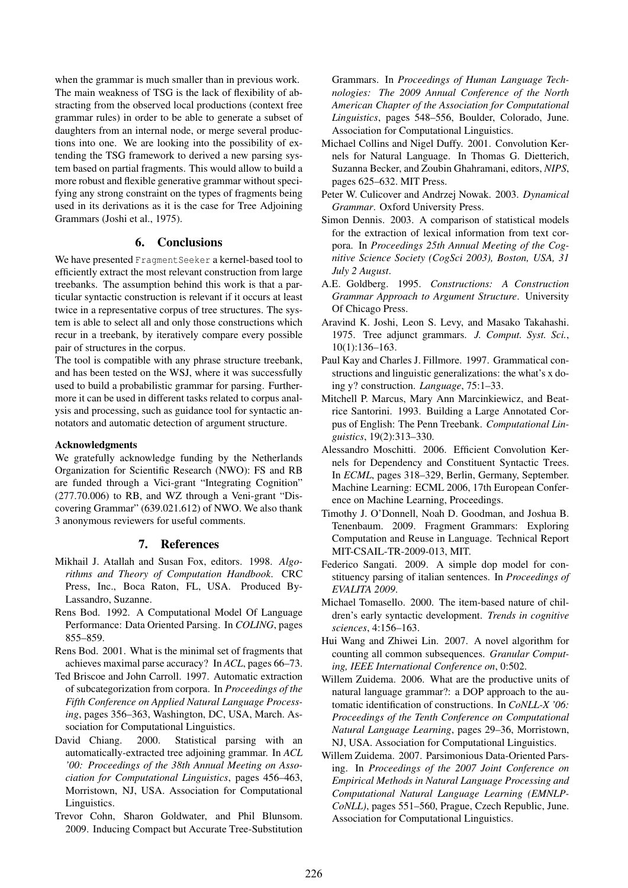when the grammar is much smaller than in previous work. The main weakness of TSG is the lack of flexibility of abstracting from the observed local productions (context free grammar rules) in order to be able to generate a subset of daughters from an internal node, or merge several productions into one. We are looking into the possibility of extending the TSG framework to derived a new parsing system based on partial fragments. This would allow to build a more robust and flexible generative grammar without specifying any strong constraint on the types of fragments being used in its derivations as it is the case for Tree Adjoining Grammars (Joshi et al., 1975).

## 6. Conclusions

We have presented `FragmentSeeker` a kernel-based tool to efficiently extract the most relevant construction from large treebanks. The assumption behind this work is that a particular syntactic construction is relevant if it occurs at least twice in a representative corpus of tree structures. The system is able to select all and only those constructions which recur in a treebank, by iteratively compare every possible pair of structures in the corpus.

The tool is compatible with any phrase structure treebank, and has been tested on the WSJ, where it was successfully used to build a probabilistic grammar for parsing. Furthermore it can be used in different tasks related to corpus analysis and processing, such as guidance tool for syntactic annotators and automatic detection of argument structure.

**Acknowledgments**

We gratefully acknowledge funding by the Netherlands Organization for Scientific Research (NWO): FS and RB are funded through a Vici-grant "Integrating Cognition" (277.70.006) to RB, and WZ through a Veni-grant "Discovering Grammar" (639.021.612) of NWO. We also thank 3 anonymous reviewers for useful comments.

## 7. References

Mikhail J. Atallah and Susan Fox, editors. 1998. *Algorithms and Theory of Computation Handbook*. CRC Press, Inc., Boca Raton, FL, USA. Produced By-Lassandro, Suzanne.

Rens Bod. 1992. A Computational Model Of Language Performance: Data Oriented Parsing. In *COLING*, pages 855–859.

Rens Bod. 2001. What is the minimal set of fragments that achieves maximal parse accuracy? In *ACL*, pages 66–73.

Ted Briscoe and John Carroll. 1997. Automatic extraction of subcategorization from corpora. In *Proceedings of the Fifth Conference on Applied Natural Language Processing*, pages 356–363, Washington, DC, USA, March. Association for Computational Linguistics.

David Chiang. 2000. Statistical parsing with an automatically-extracted tree adjoining grammar. In *ACL '00: Proceedings of the 38th Annual Meeting on Association for Computational Linguistics*, pages 456–463, Morristown, NJ, USA. Association for Computational Linguistics.

Trevor Cohn, Sharon Goldwater, and Phil Blunsom. 2009. Inducing Compact but Accurate Tree-Substitution Grammars. In *Proceedings of Human Language Technologies: The 2009 Annual Conference of the North American Chapter of the Association for Computational Linguistics*, pages 548–556, Boulder, Colorado, June. Association for Computational Linguistics.

Michael Collins and Nigel Duffy. 2001. Convolution Kernels for Natural Language. In Thomas G. Dietterich, Suzanna Becker, and Zoubin Ghahramani, editors, *NIPS*, pages 625–632. MIT Press.

Peter W. Culicover and Andrzej Nowak. 2003. *Dynamical Grammar*. Oxford University Press.

Simon Dennis. 2003. A comparison of statistical models for the extraction of lexical information from text corpora. In *Proceedings 25th Annual Meeting of the Cognitive Science Society (CogSci 2003), Boston, USA, 31 July 2 August*.

A.E. Goldberg. 1995. *Constructions: A Construction Grammar Approach to Argument Structure*. University Of Chicago Press.

Aravind K. Joshi, Leon S. Levy, and Masako Takahashi. 1975. Tree adjunct grammars. *J. Comput. Syst. Sci.*, 10(1):136–163.

Paul Kay and Charles J. Fillmore. 1997. Grammatical constructions and linguistic generalizations: the what's x doing y? construction. *Language*, 75:1–33.

Mitchell P. Marcus, Mary Ann Marcinkiewicz, and Beatrice Santorini. 1993. Building a Large Annotated Corpus of English: The Penn Treebank. *Computational Linguistics*, 19(2):313–330.

Alessandro Moschitti. 2006. Efficient Convolution Kernels for Dependency and Constituent Syntactic Trees. In *ECML*, pages 318–329, Berlin, Germany, September. Machine Learning: ECML 2006, 17th European Conference on Machine Learning, Proceedings.

Timothy J. O'Donnell, Noah D. Goodman, and Joshua B. Tenenbaum. 2009. Fragment Grammars: Exploring Computation and Reuse in Language. Technical Report MIT-CSAIL-TR-2009-013, MIT.

Federico Sangati. 2009. A simple dop model for constituency parsing of italian sentences. In *Proceedings of EVALITA 2009*.

Michael Tomasello. 2000. The item-based nature of children's early syntactic development. *Trends in cognitive sciences*, 4:156–163.

Hui Wang and Zhiwei Lin. 2007. A novel algorithm for counting all common subsequences. *Granular Computing, IEEE International Conference on*, 0:502.

Willem Zuidema. 2006. What are the productive units of natural language grammar?: a DOP approach to the automatic identification of constructions. In *CoNLL-X '06: Proceedings of the Tenth Conference on Computational Natural Language Learning*, pages 29–36, Morristown, NJ, USA. Association for Computational Linguistics.

Willem Zuidema. 2007. Parsimonious Data-Oriented Parsing. In *Proceedings of the 2007 Joint Conference on Empirical Methods in Natural Language Processing and Computational Natural Language Learning (EMNLP-CoNLL)*, pages 551–560, Prague, Czech Republic, June. Association for Computational Linguistics.